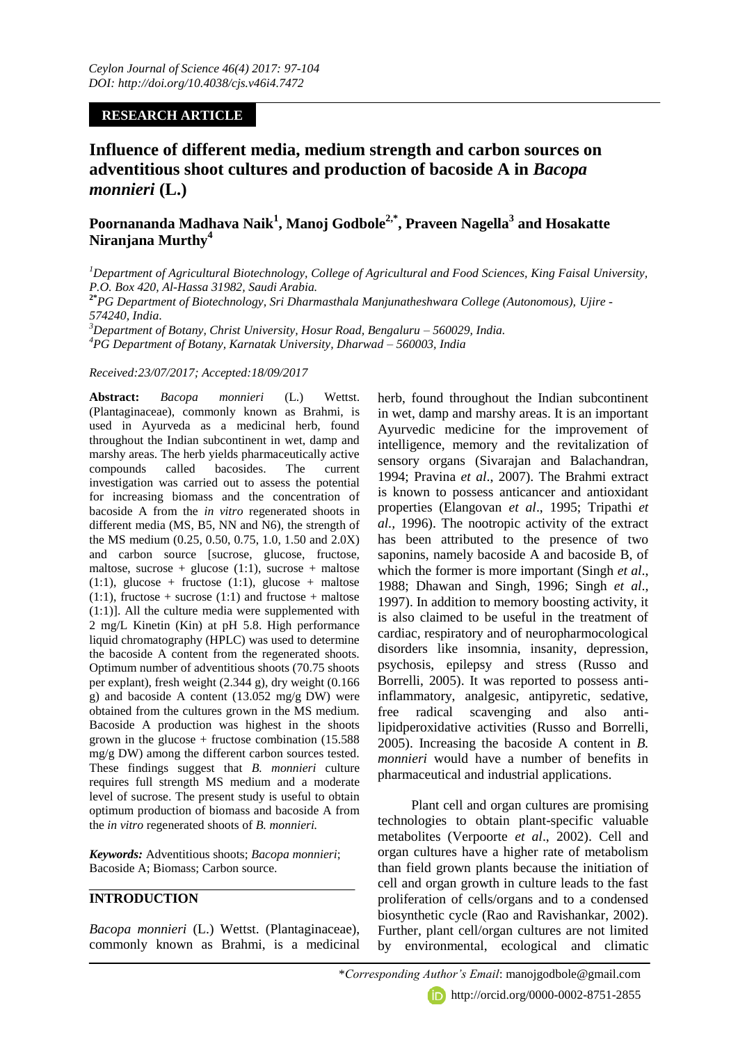*Ceylon Journal of Science 46(4) 2017: 97-104*
*DOI: http://doi.org/10.4038/cjs.v46i4.7472*

**RESEARCH ARTICLE**

# Influence of different media, medium strength and carbon sources on adventitious shoot cultures and production of bacoside A in *Bacopa monnieri* (L.)

**Poornananda Madhava Naik[1], Manoj Godbole[2,*], Praveen Nagella[3] and Hosakatte Niranjana Murthy[4]**

[1]*Department of Agricultural Biotechnology, College of Agricultural and Food Sciences, King Faisal University, P.O. Box 420, Al-Hassa 31982, Saudi Arabia.*

[2*]*PG Department of Biotechnology, Sri Dharmasthala Manjunatheshwara College (Autonomous), Ujire - 574240, India.*

[3]*Department of Botany, Christ University, Hosur Road, Bengaluru – 560029, India.*

[4]*PG Department of Botany, Karnatak University, Dharwad – 560003, India*

*Received:23/07/2017; Accepted:18/09/2017*

**Abstract:** *Bacopa monnieri* (L.) Wettst. (Plantaginaceae), commonly known as Brahmi, is used in Ayurveda as a medicinal herb, found throughout the Indian subcontinent in wet, damp and marshy areas. The herb yields pharmaceutically active compounds called bacosides. The current investigation was carried out to assess the potential for increasing biomass and the concentration of bacoside A from the *in vitro* regenerated shoots in different media (MS, B5, NN and N6), the strength of the MS medium (0.25, 0.50, 0.75, 1.0, 1.50 and 2.0X) and carbon source [sucrose, glucose, fructose, maltose, sucrose + glucose (1:1), sucrose + maltose (1:1), glucose + fructose (1:1), glucose + maltose (1:1), fructose + sucrose (1:1) and fructose + maltose (1:1)]. All the culture media were supplemented with 2 mg/L Kinetin (Kin) at pH 5.8. High performance liquid chromatography (HPLC) was used to determine the bacoside A content from the regenerated shoots. Optimum number of adventitious shoots (70.75 shoots per explant), fresh weight (2.344 g), dry weight (0.166 g) and bacoside A content (13.052 mg/g DW) were obtained from the cultures grown in the MS medium. Bacoside A production was highest in the shoots grown in the glucose + fructose combination (15.588 mg/g DW) among the different carbon sources tested. These findings suggest that *B. monnieri* culture requires full strength MS medium and a moderate level of sucrose. The present study is useful to obtain optimum production of biomass and bacoside A from the *in vitro* regenerated shoots of *B. monnieri.*

***Keywords:*** Adventitious shoots; *Bacopa monnieri*; Bacoside A; Biomass; Carbon source.

## INTRODUCTION

*Bacopa monnieri* (L.) Wettst. (Plantaginaceae), commonly known as Brahmi, is a medicinal herb, found throughout the Indian subcontinent in wet, damp and marshy areas. It is an important Ayurvedic medicine for the improvement of intelligence, memory and the revitalization of sensory organs (Sivarajan and Balachandran, 1994; Pravina *et al*., 2007). The Brahmi extract is known to possess anticancer and antioxidant properties (Elangovan *et al*., 1995; Tripathi *et al.*, 1996). The nootropic activity of the extract has been attributed to the presence of two saponins, namely bacoside A and bacoside B, of which the former is more important (Singh *et al*., 1988; Dhawan and Singh, 1996; Singh *et al*., 1997). In addition to memory boosting activity, it is also claimed to be useful in the treatment of cardiac, respiratory and of neuropharmocological disorders like insomnia, insanity, depression, psychosis, epilepsy and stress (Russo and Borrelli, 2005). It was reported to possess anti-inflammatory, analgesic, antipyretic, sedative, free radical scavenging and also anti-lipidperoxidative activities (Russo and Borrelli, 2005). Increasing the bacoside A content in *B. monnieri* would have a number of benefits in pharmaceutical and industrial applications.

Plant cell and organ cultures are promising technologies to obtain plant-specific valuable metabolites (Verpoorte *et al*., 2002). Cell and organ cultures have a higher rate of metabolism than field grown plants because the initiation of cell and organ growth in culture leads to the fast proliferation of cells/organs and to a condensed biosynthetic cycle (Rao and Ravishankar, 2002). Further, plant cell/organ cultures are not limited by environmental, ecological and climatic

*\*Corresponding Author's Email*: manojgodbole@gmail.com

http://orcid.org/0000-0002-8751-2855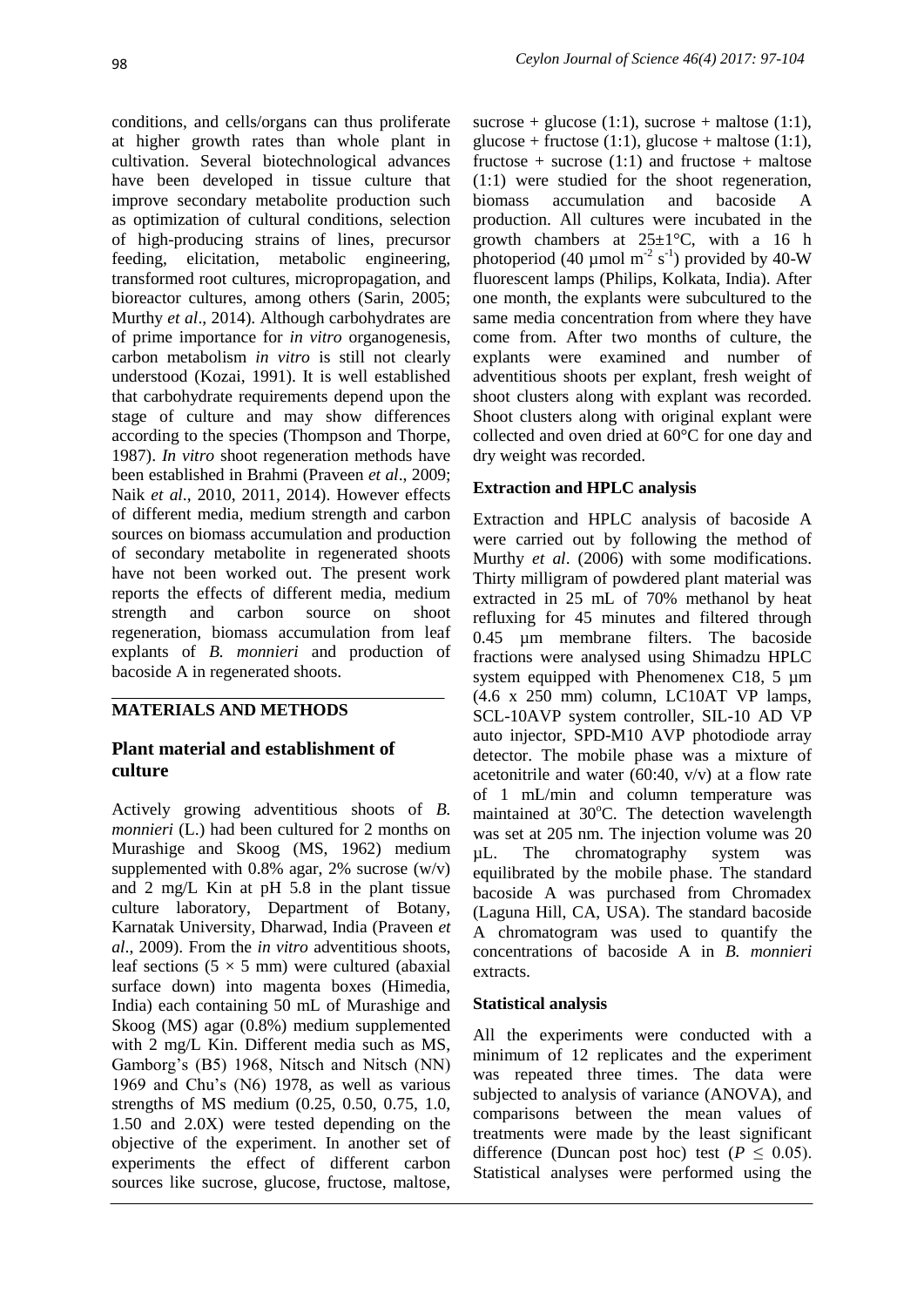conditions, and cells/organs can thus proliferate at higher growth rates than whole plant in cultivation. Several biotechnological advances have been developed in tissue culture that improve secondary metabolite production such as optimization of cultural conditions, selection of high-producing strains of lines, precursor feeding, elicitation, metabolic engineering, transformed root cultures, micropropagation, and bioreactor cultures, among others (Sarin, 2005; Murthy *et al*., 2014). Although carbohydrates are of prime importance for *in vitro* organogenesis, carbon metabolism *in vitro* is still not clearly understood (Kozai, 1991). It is well established that carbohydrate requirements depend upon the stage of culture and may show differences according to the species (Thompson and Thorpe, 1987). *In vitro* shoot regeneration methods have been established in Brahmi (Praveen *et al*., 2009; Naik *et al*., 2010, 2011, 2014). However effects of different media, medium strength and carbon sources on biomass accumulation and production of secondary metabolite in regenerated shoots have not been worked out. The present work reports the effects of different media, medium strength and carbon source on shoot regeneration, biomass accumulation from leaf explants of *B. monnieri* and production of bacoside A in regenerated shoots.

## MATERIALS AND METHODS

### Plant material and establishment of culture

Actively growing adventitious shoots of *B. monnieri* (L.) had been cultured for 2 months on Murashige and Skoog (MS, 1962) medium supplemented with 0.8% agar, 2% sucrose (w/v) and 2 mg/L Kin at pH 5.8 in the plant tissue culture laboratory, Department of Botany, Karnatak University, Dharwad, India (Praveen *et al*., 2009). From the *in vitro* adventitious shoots, leaf sections (5 × 5 mm) were cultured (abaxial surface down) into magenta boxes (Himedia, India) each containing 50 mL of Murashige and Skoog (MS) agar (0.8%) medium supplemented with 2 mg/L Kin. Different media such as MS, Gamborg's (B5) 1968, Nitsch and Nitsch (NN) 1969 and Chu's (N6) 1978, as well as various strengths of MS medium (0.25, 0.50, 0.75, 1.0, 1.50 and 2.0X) were tested depending on the objective of the experiment. In another set of experiments the effect of different carbon sources like sucrose, glucose, fructose, maltose, sucrose + glucose (1:1), sucrose + maltose (1:1), glucose + fructose (1:1), glucose + maltose (1:1), fructose + sucrose (1:1) and fructose + maltose (1:1) were studied for the shoot regeneration, biomass accumulation and bacoside A production. All cultures were incubated in the growth chambers at 25±1°C, with a 16 h photoperiod (40 µmol $m^{-2}$ $s^{-1}$) provided by 40-W fluorescent lamps (Philips, Kolkata, India). After one month, the explants were subcultured to the same media concentration from where they have come from. After two months of culture, the explants were examined and number of adventitious shoots per explant, fresh weight of shoot clusters along with explant was recorded. Shoot clusters along with original explant were collected and oven dried at 60°C for one day and dry weight was recorded.

### Extraction and HPLC analysis

Extraction and HPLC analysis of bacoside A were carried out by following the method of Murthy *et al*. (2006) with some modifications. Thirty milligram of powdered plant material was extracted in 25 mL of 70% methanol by heat refluxing for 45 minutes and filtered through 0.45 µm membrane filters. The bacoside fractions were analysed using Shimadzu HPLC system equipped with Phenomenex C18, 5 µm (4.6 x 250 mm) column, LC10AT VP lamps, SCL-10AVP system controller, SIL-10 AD VP auto injector, SPD-M10 AVP photodiode array detector. The mobile phase was a mixture of acetonitrile and water (60:40, v/v) at a flow rate of 1 mL/min and column temperature was maintained at 30°C. The detection wavelength was set at 205 nm. The injection volume was 20 µL. The chromatography system was equilibrated by the mobile phase. The standard bacoside A was purchased from Chromadex (Laguna Hill, CA, USA). The standard bacoside A chromatogram was used to quantify the concentrations of bacoside A in *B. monnieri* extracts.

### Statistical analysis

All the experiments were conducted with a minimum of 12 replicates and the experiment was repeated three times. The data were subjected to analysis of variance (ANOVA), and comparisons between the mean values of treatments were made by the least significant difference (Duncan post hoc) test ($P \leq 0.05$). Statistical analyses were performed using the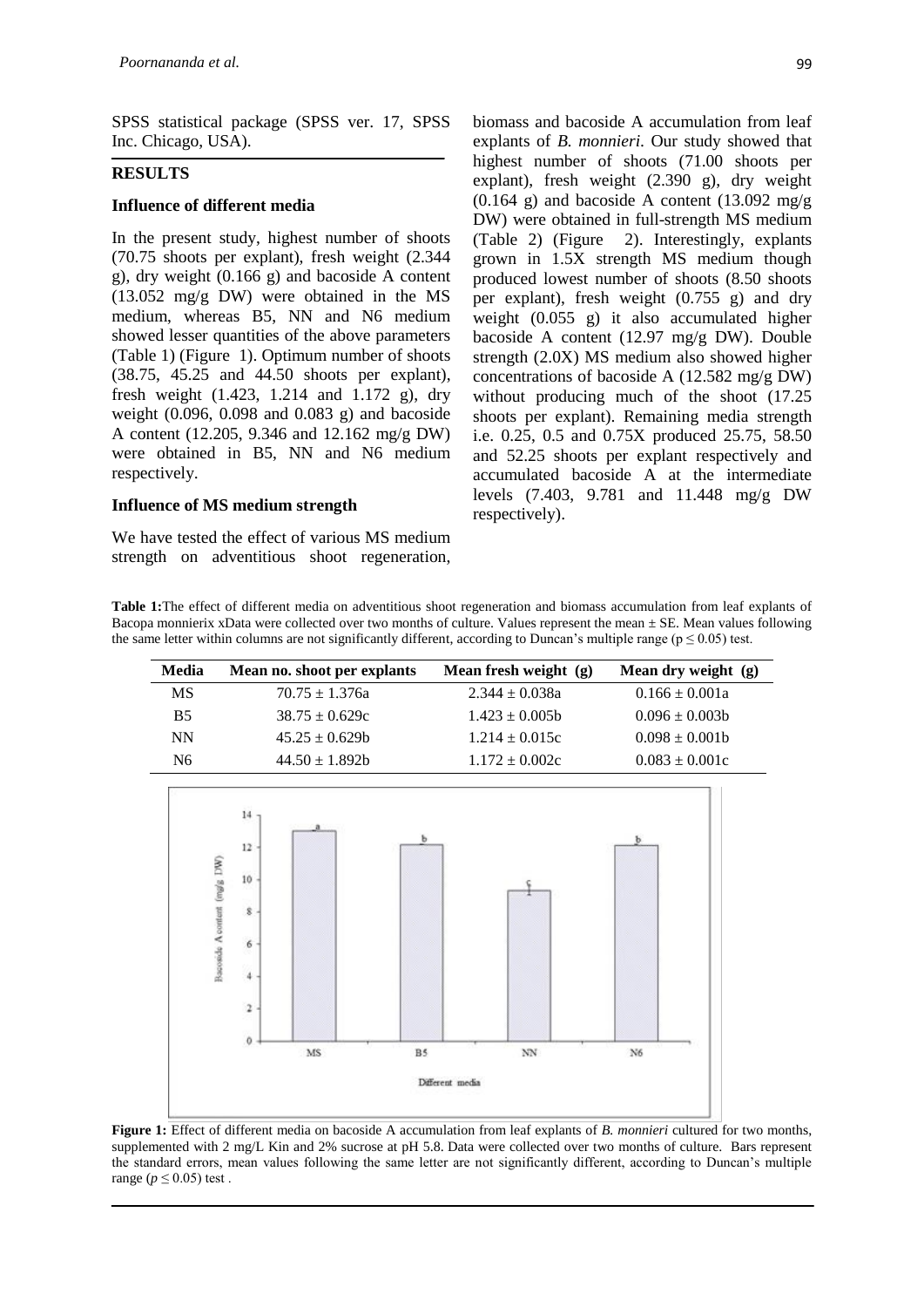SPSS statistical package (SPSS ver. 17, SPSS Inc. Chicago, USA).

## RESULTS

### Influence of different media

In the present study, highest number of shoots (70.75 shoots per explant), fresh weight (2.344 g), dry weight (0.166 g) and bacoside A content (13.052 mg/g DW) were obtained in the MS medium, whereas B5, NN and N6 medium showed lesser quantities of the above parameters (Table 1) (Figure 1). Optimum number of shoots (38.75, 45.25 and 44.50 shoots per explant), fresh weight (1.423, 1.214 and 1.172 g), dry weight (0.096, 0.098 and 0.083 g) and bacoside A content (12.205, 9.346 and 12.162 mg/g DW) were obtained in B5, NN and N6 medium respectively.

### Influence of MS medium strength

We have tested the effect of various MS medium strength on adventitious shoot regeneration, biomass and bacoside A accumulation from leaf explants of *B. monnieri*. Our study showed that highest number of shoots (71.00 shoots per explant), fresh weight (2.390 g), dry weight (0.164 g) and bacoside A content (13.092 mg/g DW) were obtained in full-strength MS medium (Table 2) (Figure 2). Interestingly, explants grown in 1.5X strength MS medium though produced lowest number of shoots (8.50 shoots per explant), fresh weight (0.755 g) and dry weight (0.055 g) it also accumulated higher bacoside A content (12.97 mg/g DW). Double strength (2.0X) MS medium also showed higher concentrations of bacoside A (12.582 mg/g DW) without producing much of the shoot (17.25 shoots per explant). Remaining media strength i.e. 0.25, 0.5 and 0.75X produced 25.75, 58.50 and 52.25 shoots per explant respectively and accumulated bacoside A at the intermediate levels (7.403, 9.781 and 11.448 mg/g DW respectively).

**Table 1:** The effect of different media on adventitious shoot regeneration and biomass accumulation from leaf explants of Bacopa monnierix xData were collected over two months of culture. Values represent the mean ± SE. Mean values following the same letter within columns are not significantly different, according to Duncan's multiple range (p ≤ 0.05) test.

| Media | Mean no. shoot per explants | Mean fresh weight (g) | Mean dry weight (g) |
|---|---|---|---|
| MS | 70.75 ± 1.376a | 2.344 ± 0.038a | 0.166 ± 0.001a |
| B5 | 38.75 ± 0.629c | 1.423 ± 0.005b | 0.096 ± 0.003b |
| NN | 45.25 ± 0.629b | 1.214 ± 0.015c | 0.098 ± 0.001b |
| N6 | 44.50 ± 1.892b | 1.172 ± 0.002c | 0.083 ± 0.001c |

**Figure 1:** Effect of different media on bacoside A accumulation from leaf explants of *B. monnieri* cultured for two months, supplemented with 2 mg/L Kin and 2% sucrose at pH 5.8. Data were collected over two months of culture. Bars represent the standard errors, mean values following the same letter are not significantly different, according to Duncan's multiple range ($p \leq 0.05$) test .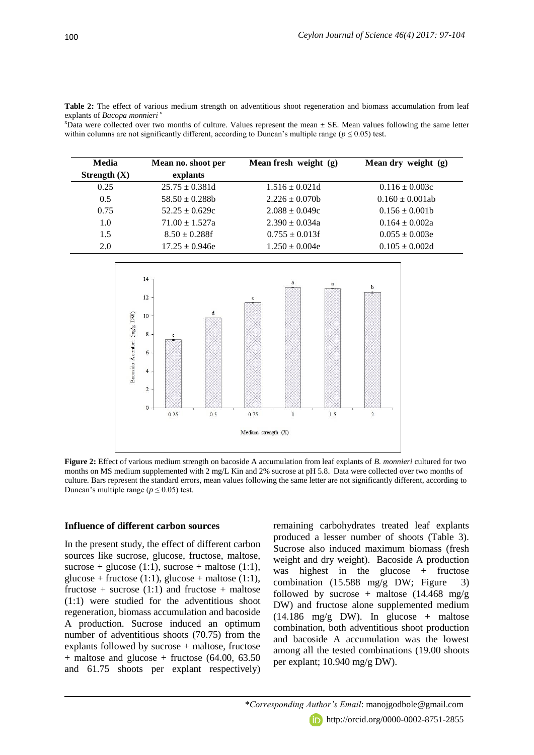**Table 2:** The effect of various medium strength on adventitious shoot regeneration and biomass accumulation from leaf explants of *Bacopa monnieri* [x]

[x]Data were collected over two months of culture. Values represent the mean ± SE. Mean values following the same letter within columns are not significantly different, according to Duncan's multiple range ($p \leq 0.05$) test.

| Media Strength (X) | Mean no. shoot per explants | Mean fresh weight (g) | Mean dry weight (g) |
|---|---|---|---|
| 0.25 | 25.75 ± 0.381d | 1.516 ± 0.021d | 0.116 ± 0.003c |
| 0.5 | 58.50 ± 0.288b | 2.226 ± 0.070b | 0.160 ± 0.001ab |
| 0.75 | 52.25 ± 0.629c | 2.088 ± 0.049c | 0.156 ± 0.001b |
| 1.0 | 71.00 ± 1.527a | 2.390 ± 0.034a | 0.164 ± 0.002a |
| 1.5 | 8.50 ± 0.288f | 0.755 ± 0.013f | 0.055 ± 0.003e |
| 2.0 | 17.25 ± 0.946e | 1.250 ± 0.004e | 0.105 ± 0.002d |

**Figure 2:** Effect of various medium strength on bacoside A accumulation from leaf explants of *B. monnieri* cultured for two months on MS medium supplemented with 2 mg/L Kin and 2% sucrose at pH 5.8. Data were collected over two months of culture. Bars represent the standard errors, mean values following the same letter are not significantly different, according to Duncan's multiple range ($p \leq 0.05$) test.

### Influence of different carbon sources

In the present study, the effect of different carbon sources like sucrose, glucose, fructose, maltose, sucrose + glucose (1:1), sucrose + maltose (1:1), glucose + fructose (1:1), glucose + maltose (1:1), fructose + sucrose (1:1) and fructose + maltose (1:1) were studied for the adventitious shoot regeneration, biomass accumulation and bacoside A production. Sucrose induced an optimum number of adventitious shoots (70.75) from the explants followed by sucrose + maltose, fructose + maltose and glucose + fructose (64.00, 63.50 and 61.75 shoots per explant respectively) remaining carbohydrates treated leaf explants produced a lesser number of shoots (Table 3). Sucrose also induced maximum biomass (fresh weight and dry weight). Bacoside A production was highest in the glucose + fructose combination (15.588 mg/g DW; Figure 3) followed by sucrose + maltose (14.468 mg/g DW) and fructose alone supplemented medium (14.186 mg/g DW). In glucose + maltose combination, both adventitious shoot production and bacoside A accumulation was the lowest among all the tested combinations (19.00 shoots per explant; 10.940 mg/g DW).

*Corresponding Author's Email: manojgodbole@gmail.com

http://orcid.org/0000-0002-8751-2855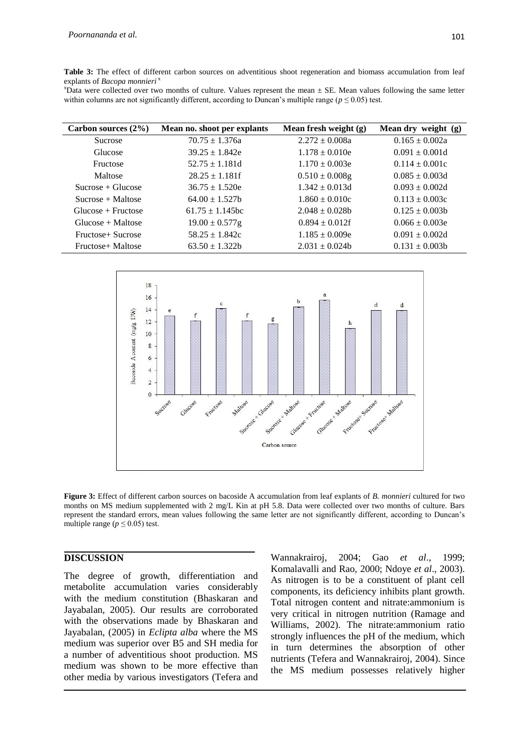**Table 3:** The effect of different carbon sources on adventitious shoot regeneration and biomass accumulation from leaf explants of *Bacopa monnieri* [x]

[x]Data were collected over two months of culture. Values represent the mean ± SE. Mean values following the same letter within columns are not significantly different, according to Duncan's multiple range ($p \leq 0.05$) test.

| Carbon sources (2%) | Mean no. shoot per explants | Mean fresh weight (g) | Mean dry weight (g) |
|---|---|---|---|
| Sucrose | 70.75 ± 1.376a | 2.272 ± 0.008a | 0.165 ± 0.002a |
| Glucose | 39.25 ± 1.842e | 1.178 ± 0.010e | 0.091 ± 0.001d |
| Fructose | 52.75 ± 1.181d | 1.170 ± 0.003e | 0.114 ± 0.001c |
| Maltose | 28.25 ± 1.181f | 0.510 ± 0.008g | 0.085 ± 0.003d |
| Sucrose + Glucose | 36.75 ± 1.520e | 1.342 ± 0.013d | 0.093 ± 0.002d |
| Sucrose + Maltose | 64.00 ± 1.527b | 1.860 ± 0.010c | 0.113 ± 0.003c |
| Glucose + Fructose | 61.75 ± 1.145bc | 2.048 ± 0.028b | 0.125 ± 0.003b |
| Glucose + Maltose | 19.00 ± 0.577g | 0.894 ± 0.012f | 0.066 ± 0.003e |
| Fructose+ Sucrose | 58.25 ± 1.842c | 1.185 ± 0.009e | 0.091 ± 0.002d |
| Fructose+ Maltose | 63.50 ± 1.322b | 2.031 ± 0.024b | 0.131 ± 0.003b |

**Figure 3:** Effect of different carbon sources on bacoside A accumulation from leaf explants of *B. monnieri* cultured for two months on MS medium supplemented with 2 mg/L Kin at pH 5.8. Data were collected over two months of culture. Bars represent the standard errors, mean values following the same letter are not significantly different, according to Duncan's multiple range ($p \leq 0.05$) test.

## DISCUSSION

The degree of growth, differentiation and metabolite accumulation varies considerably with the medium constitution (Bhaskaran and Jayabalan, 2005). Our results are corroborated with the observations made by Bhaskaran and Jayabalan, (2005) in *Eclipta alba* where the MS medium was superior over B5 and SH media for a number of adventitious shoot production. MS medium was shown to be more effective than other media by various investigators (Tefera and Wannakrairoj, 2004; Gao *et al*., 1999; Komalavalli and Rao, 2000; Ndoye *et al*., 2003). As nitrogen is to be a constituent of plant cell components, its deficiency inhibits plant growth. Total nitrogen content and nitrate:ammonium is very critical in nitrogen nutrition (Ramage and Williams, 2002). The nitrate:ammonium ratio strongly influences the pH of the medium, which in turn determines the absorption of other nutrients (Tefera and Wannakrairoj, 2004). Since the MS medium possesses relatively higher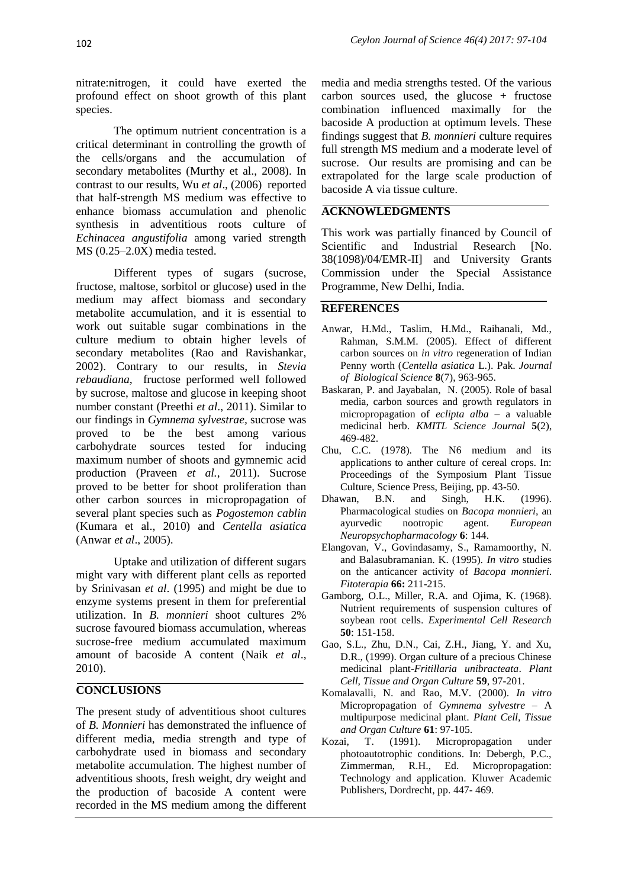nitrate:nitrogen, it could have exerted the profound effect on shoot growth of this plant species.

The optimum nutrient concentration is a critical determinant in controlling the growth of the cells/organs and the accumulation of secondary metabolites (Murthy et al., 2008). In contrast to our results, Wu *et al*., (2006) reported that half-strength MS medium was effective to enhance biomass accumulation and phenolic synthesis in adventitious roots culture of *Echinacea angustifolia* among varied strength MS (0.25–2.0X) media tested.

Different types of sugars (sucrose, fructose, maltose, sorbitol or glucose) used in the medium may affect biomass and secondary metabolite accumulation, and it is essential to work out suitable sugar combinations in the culture medium to obtain higher levels of secondary metabolites (Rao and Ravishankar, 2002). Contrary to our results, in *Stevia rebaudiana*, fructose performed well followed by sucrose, maltose and glucose in keeping shoot number constant (Preethi *et al*., 2011). Similar to our findings in *Gymnema sylvestrae*, sucrose was proved to be the best among various carbohydrate sources tested for inducing maximum number of shoots and gymnemic acid production (Praveen *et al.*, 2011). Sucrose proved to be better for shoot proliferation than other carbon sources in micropropagation of several plant species such as *Pogostemon cablin* (Kumara et al., 2010) and *Centella asiatica* (Anwar *et al*., 2005).

Uptake and utilization of different sugars might vary with different plant cells as reported by Srinivasan *et al*. (1995) and might be due to enzyme systems present in them for preferential utilization. In *B. monnieri* shoot cultures 2% sucrose favoured biomass accumulation, whereas sucrose-free medium accumulated maximum amount of bacoside A content (Naik *et al*., 2010).

## CONCLUSIONS

The present study of adventitious shoot cultures of *B. Monnieri* has demonstrated the influence of different media, media strength and type of carbohydrate used in biomass and secondary metabolite accumulation. The highest number of adventitious shoots, fresh weight, dry weight and the production of bacoside A content were recorded in the MS medium among the different media and media strengths tested. Of the various carbon sources used, the glucose + fructose combination influenced maximally for the bacoside A production at optimum levels. These findings suggest that *B. monnieri* culture requires full strength MS medium and a moderate level of sucrose. Our results are promising and can be extrapolated for the large scale production of bacoside A via tissue culture.

## ACKNOWLEDGMENTS

This work was partially financed by Council of Scientific and Industrial Research [No. 38(1098)/04/EMR-II] and University Grants Commission under the Special Assistance Programme, New Delhi, India.

## REFERENCES

Anwar, H.Md., Taslim, H.Md., Raihanali, Md., Rahman, S.M.M. (2005). Effect of different carbon sources on *in vitro* regeneration of Indian Penny worth (*Centella asiatica* L.). Pak. *Journal of Biological Science* **8**(7), 963-965.

Baskaran, P. and Jayabalan, N. (2005). Role of basal media, carbon sources and growth regulators in micropropagation of *eclipta alba* – a valuable medicinal herb. *KMITL Science Journal* **5**(2), 469-482.

Chu, C.C. (1978). The N6 medium and its applications to anther culture of cereal crops. In: Proceedings of the Symposium Plant Tissue Culture, Science Press, Beijing, pp. 43-50.

Dhawan, B.N. and Singh, H.K. (1996). Pharmacological studies on *Bacopa monnieri*, an ayurvedic nootropic agent. *European Neuropsychopharmacology* **6**: 144.

Elangovan, V., Govindasamy, S., Ramamoorthy, N. and Balasubramanian. K. (1995). *In vitro* studies on the anticancer activity of *Bacopa monnieri*. *Fitoterapia* **66:** 211-215.

Gamborg, O.L., Miller, R.A. and Ojima, K. (1968). Nutrient requirements of suspension cultures of soybean root cells. *Experimental Cell Research* **50**: 151-158.

Gao, S.L., Zhu, D.N., Cai, Z.H., Jiang, Y. and Xu, D.R., (1999). Organ culture of a precious Chinese medicinal plant-*Fritillaria unibracteata*. *Plant Cell, Tissue and Organ Culture* **59**, 97-201.

Komalavalli, N. and Rao, M.V. (2000). *In vitro* Micropropagation of *Gymnema sylvestre* – A multipurpose medicinal plant. *Plant Cell, Tissue and Organ Culture* **61**: 97-105.

Kozai, T. (1991). Micropropagation under photoautotrophic conditions. In: Debergh, P.C., Zimmerman, R.H., Ed. Micropropagation: Technology and application. Kluwer Academic Publishers, Dordrecht, pp. 447- 469.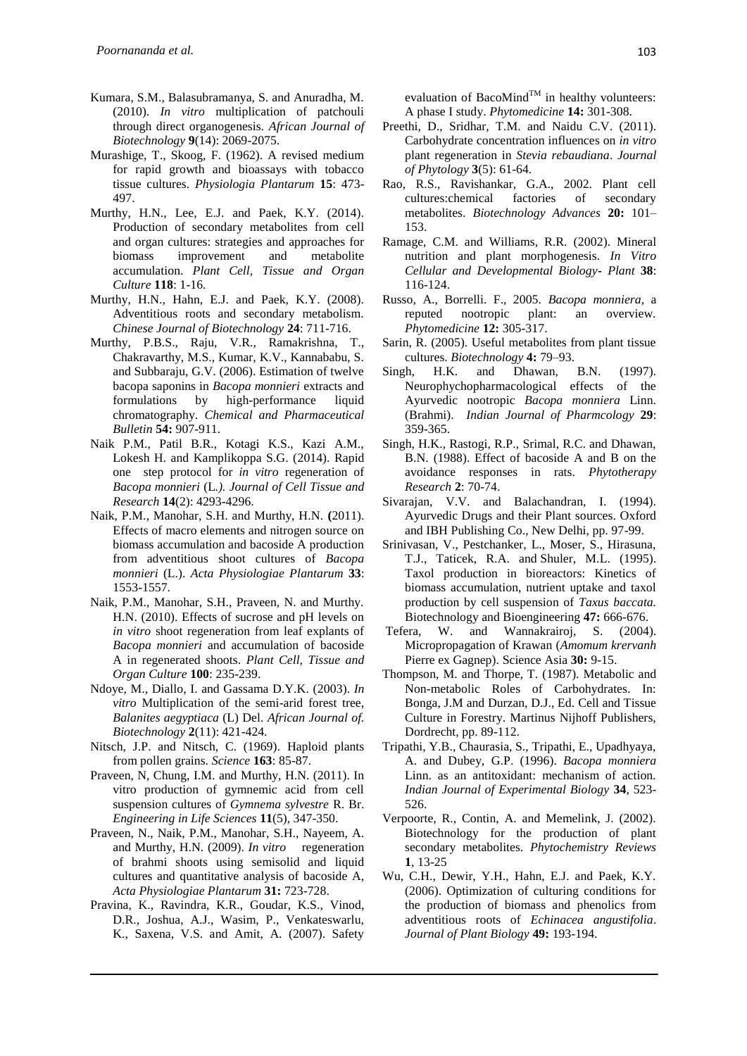Kumara, S.M., Balasubramanya, S. and Anuradha, M. (2010). *In vitro* multiplication of patchouli through direct organogenesis. *African Journal of Biotechnology* **9**(14): 2069-2075.

Murashige, T., Skoog, F. (1962). A revised medium for rapid growth and bioassays with tobacco tissue cultures. *Physiologia Plantarum* **15**: 473-497.

Murthy, H.N., Lee, E.J. and Paek, K.Y. (2014). Production of secondary metabolites from cell and organ cultures: strategies and approaches for biomass improvement and metabolite accumulation. *Plant Cell, Tissue and Organ Culture* **118**: 1-16.

Murthy, H.N., Hahn, E.J. and Paek, K.Y. (2008). Adventitious roots and secondary metabolism. *Chinese Journal of Biotechnology* **24**: 711-716.

Murthy, P.B.S., Raju, V.R., Ramakrishna, T., Chakravarthy, M.S., Kumar, K.V., Kannababu, S. and Subbaraju, G.V. (2006). Estimation of twelve bacopa saponins in *Bacopa monnieri* extracts and formulations by high-performance liquid chromatography. *Chemical and Pharmaceutical Bulletin* **54:** 907-911.

Naik P.M., Patil B.R., Kotagi K.S., Kazi A.M., Lokesh H. and Kamplikoppa S.G. (2014). Rapid one step protocol for *in vitro* regeneration of *Bacopa monnieri* (L.*). Journal of Cell Tissue and Research* **14**(2): 4293-4296.

Naik, P.M., Manohar, S.H. and Murthy, H.N. **(**2011). Effects of macro elements and nitrogen source on biomass accumulation and bacoside A production from adventitious shoot cultures of *Bacopa monnieri* (L.). *Acta Physiologiae Plantarum* **33**: 1553-1557.

Naik, P.M., Manohar, S.H., Praveen, N. and Murthy. H.N. (2010). Effects of sucrose and pH levels on *in vitro* shoot regeneration from leaf explants of *Bacopa monnieri* and accumulation of bacoside A in regenerated shoots. *Plant Cell, Tissue and Organ Culture* **100**: 235-239.

Ndoye, M., Diallo, I. and Gassama D.Y.K. (2003). *In vitro* Multiplication of the semi-arid forest tree, *Balanites aegyptiaca* (L) Del. *African Journal of. Biotechnology* **2**(11): 421-424.

Nitsch, J.P. and Nitsch, C. (1969). Haploid plants from pollen grains. *Science* **163**: 85-87.

Praveen, N, Chung, I.M. and Murthy, H.N. (2011). In vitro production of gymnemic acid from cell suspension cultures of *Gymnema sylvestre* R. Br. *Engineering in Life Sciences* **11**(5), 347-350.

Praveen, N., Naik, P.M., Manohar, S.H., Nayeem, A. and Murthy, H.N. (2009). *In vitro* regeneration of brahmi shoots using semisolid and liquid cultures and quantitative analysis of bacoside A, *Acta Physiologiae Plantarum* **31:** 723-728.

Pravina, K., Ravindra, K.R., Goudar, K.S., Vinod, D.R., Joshua, A.J., Wasim, P., Venkateswarlu, K., Saxena, V.S. and Amit, A. (2007). Safety evaluation of BacoMind$^{TM}$ in healthy volunteers: A phase I study. *Phytomedicine* **14:** 301-308.

Preethi, D., Sridhar, T.M. and Naidu C.V. (2011). Carbohydrate concentration influences on *in vitro* plant regeneration in *Stevia rebaudiana*. *Journal of Phytology* **3**(5): 61-64.

Rao, R.S., Ravishankar, G.A., 2002. Plant cell cultures:chemical factories of secondary metabolites. *Biotechnology Advances* **20:** 101–153.

Ramage, C.M. and Williams, R.R. (2002). Mineral nutrition and plant morphogenesis. *In Vitro Cellular and Developmental Biology- Plant* **38**: 116-124.

Russo, A., Borrelli. F., 2005. *Bacopa monniera*, a reputed nootropic plant: an overview. *Phytomedicine* **12:** 305-317.

Sarin, R. (2005). Useful metabolites from plant tissue cultures. *Biotechnology* **4:** 79–93.

Singh, H.K. and Dhawan, B.N. (1997). Neurophychopharmacological effects of the Ayurvedic nootropic *Bacopa monniera* Linn. (Brahmi). *Indian Journal of Pharmcology* **29**: 359-365.

Singh, H.K., Rastogi, R.P., Srimal, R.C. and Dhawan, B.N. (1988). Effect of bacoside A and B on the avoidance responses in rats. *Phytotherapy Research* **2**: 70-74.

Sivarajan, V.V. and Balachandran, I. (1994). Ayurvedic Drugs and their Plant sources. Oxford and IBH Publishing Co., New Delhi, pp. 97-99.

Srinivasan, V., Pestchanker, L., Moser, S., Hirasuna, T.J., Taticek, R.A. and Shuler, M.L. (1995). Taxol production in bioreactors: Kinetics of biomass accumulation, nutrient uptake and taxol production by cell suspension of *Taxus baccata.* Biotechnology and Bioengineering **47:** 666-676.

Tefera, W. and Wannakrairoj, S. (2004). Micropropagation of Krawan (*Amomum krervanh* Pierre ex Gagnep). Science Asia **30:** 9-15.

Thompson, M. and Thorpe, T. (1987). Metabolic and Non-metabolic Roles of Carbohydrates. In: Bonga, J.M and Durzan, D.J., Ed. Cell and Tissue Culture in Forestry. Martinus Nijhoff Publishers, Dordrecht, pp. 89-112.

Tripathi, Y.B., Chaurasia, S., Tripathi, E., Upadhyaya, A. and Dubey, G.P. (1996). *Bacopa monniera* Linn. as an antioxidant: mechanism of action. *Indian Journal of Experimental Biology* **34**, 523-526.

Verpoorte, R., Contin, A. and Memelink, J. (2002). Biotechnology for the production of plant secondary metabolites. *Phytochemistry Reviews* **1**, 13-25

Wu, C.H., Dewir, Y.H., Hahn, E.J. and Paek, K.Y. (2006). Optimization of culturing conditions for the production of biomass and phenolics from adventitious roots of *Echinacea angustifolia*. *Journal of Plant Biology* **49:** 193-194.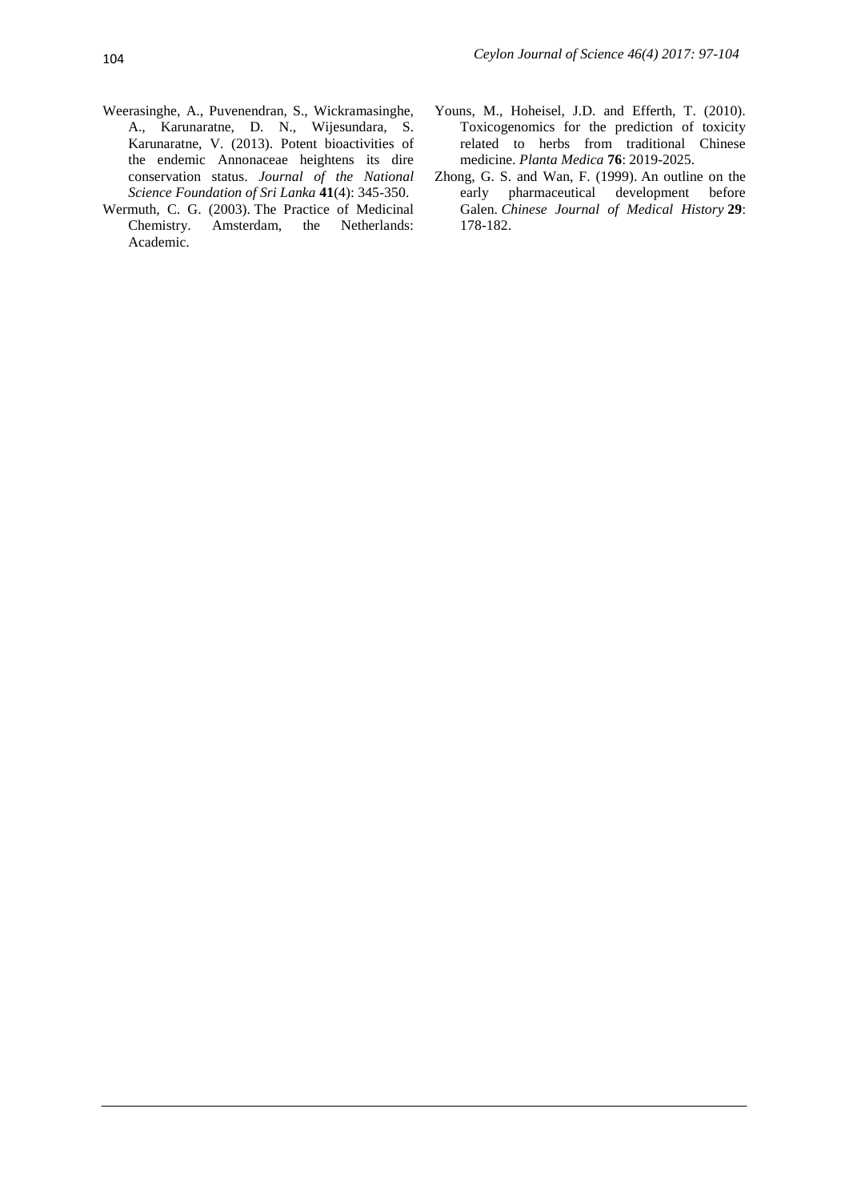Weerasinghe, A., Puvenendran, S., Wickramasinghe, A., Karunaratne, D. N., Wijesundara, S. Karunaratne, V. (2013). Potent bioactivities of the endemic Annonaceae heightens its dire conservation status. *Journal of the National Science Foundation of Sri Lanka* **41**(4): 345-350.

Wermuth, C. G. (2003). The Practice of Medicinal Chemistry. Amsterdam, the Netherlands: Academic.

Youns, M., Hoheisel, J.D. and Efferth, T. (2010). Toxicogenomics for the prediction of toxicity related to herbs from traditional Chinese medicine. *Planta Medica* **76**: 2019-2025.

Zhong, G. S. and Wan, F. (1999). An outline on the early pharmaceutical development before Galen. *Chinese Journal of Medical History* **29**: 178-182.